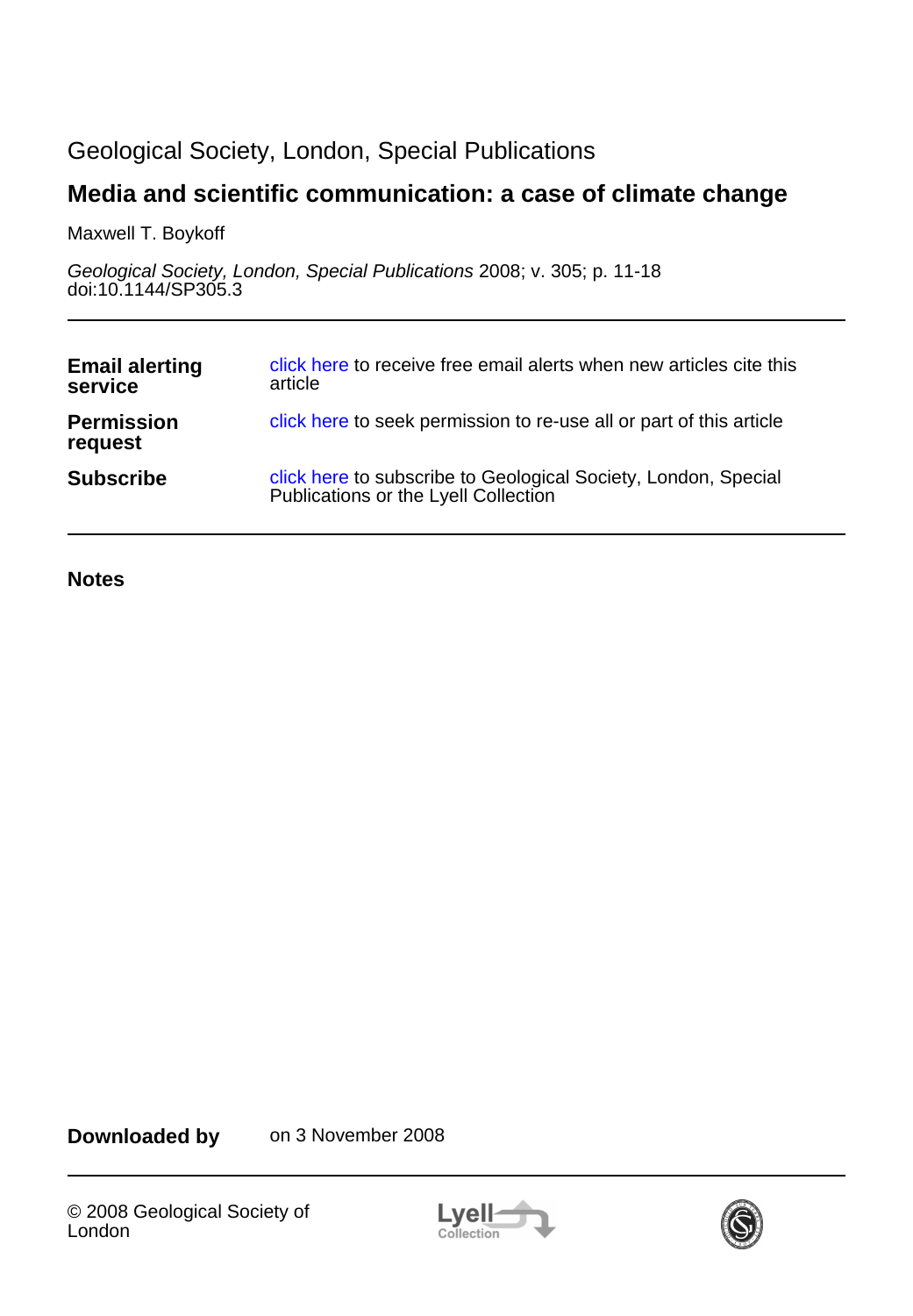Geological Society, London, Special Publications

# Media and scientific communication: a case of climate change

Maxwell T. Boykoff

*Geological Society, London, Special Publications* 2008; v. 305; p. 11-18
doi:10.1144/SP305.3

| | |
|---|---|
| **Email alerting service** | click here to receive free email alerts when new articles cite this article |
| **Permission request** | click here to seek permission to re-use all or part of this article |
| **Subscribe** | click here to subscribe to Geological Society, London, Special Publications or the Lyell Collection |

**Notes**

**Downloaded by** on 3 November 2008

© 2008 Geological Society of London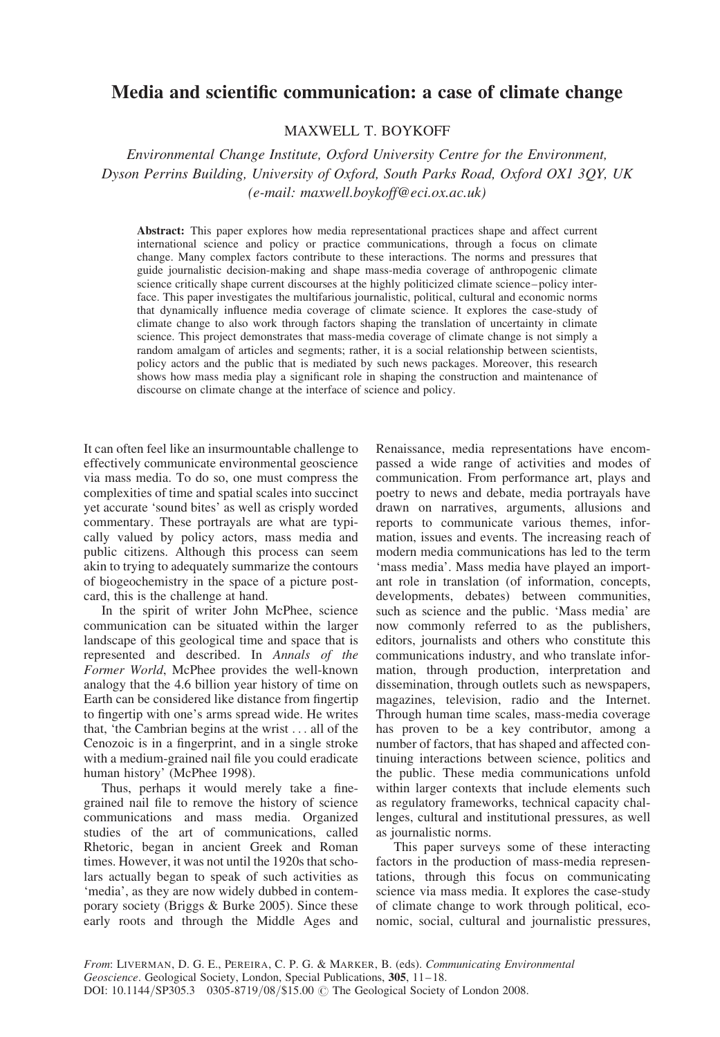# Media and scientific communication: a case of climate change

MAXWELL T. BOYKOFF

*Environmental Change Institute, Oxford University Centre for the Environment, Dyson Perrins Building, University of Oxford, South Parks Road, Oxford OX1 3QY, UK (e-mail: maxwell.boykoff@eci.ox.ac.uk)*

**Abstract:** This paper explores how media representational practices shape and affect current international science and policy or practice communications, through a focus on climate change. Many complex factors contribute to these interactions. The norms and pressures that guide journalistic decision-making and shape mass-media coverage of anthropogenic climate science critically shape current discourses at the highly politicized climate science–policy interface. This paper investigates the multifarious journalistic, political, cultural and economic norms that dynamically influence media coverage of climate science. It explores the case-study of climate change to also work through factors shaping the translation of uncertainty in climate science. This project demonstrates that mass-media coverage of climate change is not simply a random amalgam of articles and segments; rather, it is a social relationship between scientists, policy actors and the public that is mediated by such news packages. Moreover, this research shows how mass media play a significant role in shaping the construction and maintenance of discourse on climate change at the interface of science and policy.

It can often feel like an insurmountable challenge to effectively communicate environmental geoscience via mass media. To do so, one must compress the complexities of time and spatial scales into succinct yet accurate 'sound bites' as well as crisply worded commentary. These portrayals are what are typically valued by policy actors, mass media and public citizens. Although this process can seem akin to trying to adequately summarize the contours of biogeochemistry in the space of a picture postcard, this is the challenge at hand.

In the spirit of writer John McPhee, science communication can be situated within the larger landscape of this geological time and space that is represented and described. In *Annals of the Former World*, McPhee provides the well-known analogy that the 4.6 billion year history of time on Earth can be considered like distance from fingertip to fingertip with one's arms spread wide. He writes that, 'the Cambrian begins at the wrist ... all of the Cenozoic is in a fingerprint, and in a single stroke with a medium-grained nail file you could eradicate human history' (McPhee 1998).

Thus, perhaps it would merely take a fine-grained nail file to remove the history of science communications and mass media. Organized studies of the art of communications, called Rhetoric, began in ancient Greek and Roman times. However, it was not until the 1920s that scholars actually began to speak of such activities as 'media', as they are now widely dubbed in contemporary society (Briggs & Burke 2005). Since these early roots and through the Middle Ages and Renaissance, media representations have encompassed a wide range of activities and modes of communication. From performance art, plays and poetry to news and debate, media portrayals have drawn on narratives, arguments, allusions and reports to communicate various themes, information, issues and events. The increasing reach of modern media communications has led to the term 'mass media'. Mass media have played an important role in translation (of information, concepts, developments, debates) between communities, such as science and the public. 'Mass media' are now commonly referred to as the publishers, editors, journalists and others who constitute this communications industry, and who translate information, through production, interpretation and dissemination, through outlets such as newspapers, magazines, television, radio and the Internet. Through human time scales, mass-media coverage has proven to be a key contributor, among a number of factors, that has shaped and affected continuing interactions between science, politics and the public. These media communications unfold within larger contexts that include elements such as regulatory frameworks, technical capacity challenges, cultural and institutional pressures, as well as journalistic norms.

This paper surveys some of these interacting factors in the production of mass-media representations, through this focus on communicating science via mass media. It explores the case-study of climate change to work through political, economic, social, cultural and journalistic pressures,

*From*: Liverman, D. G. E., Pereira, C. P. G. & Marker, B. (eds). *Communicating Environmental Geoscience*. Geological Society, London, Special Publications, **305**, 11–18.
DOI: 10.1144/SP305.3 0305-8719/08/$15.00 © The Geological Society of London 2008.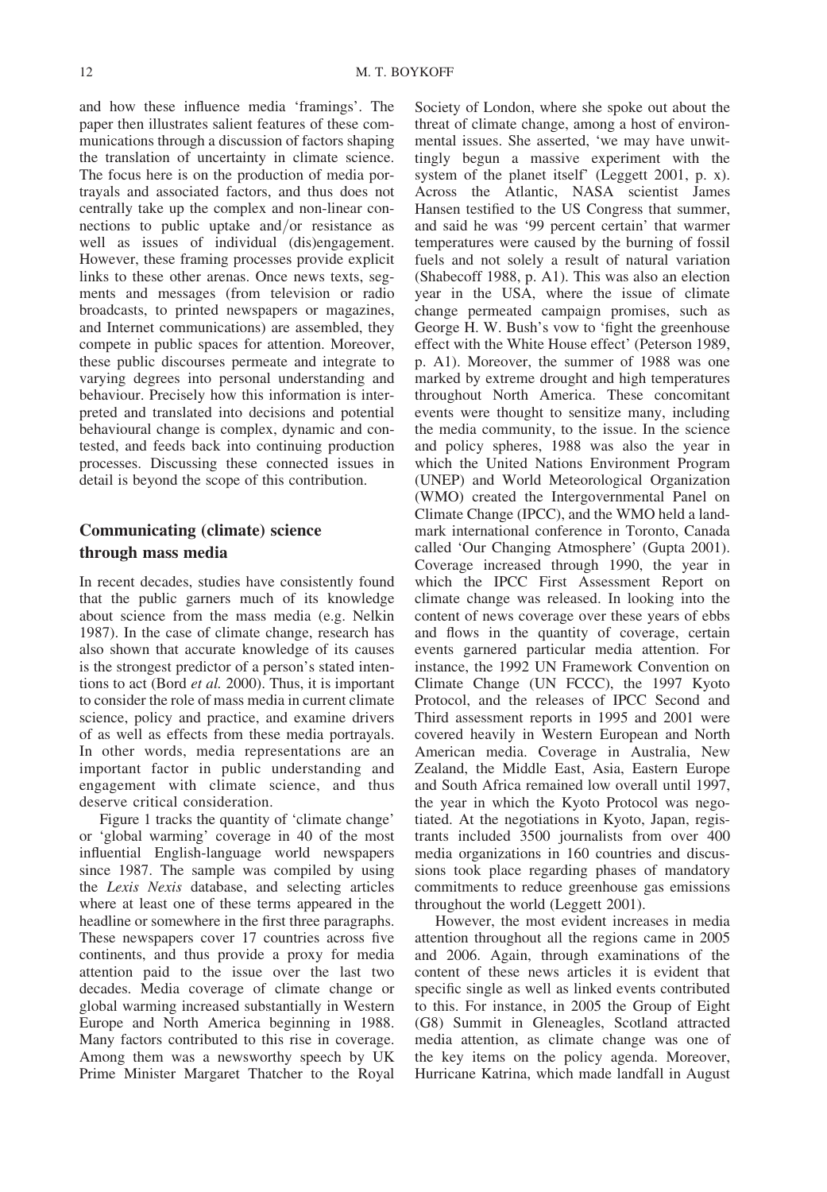and how these influence media 'framings'. The paper then illustrates salient features of these communications through a discussion of factors shaping the translation of uncertainty in climate science. The focus here is on the production of media portrayals and associated factors, and thus does not centrally take up the complex and non-linear connections to public uptake and/or resistance as well as issues of individual (dis)engagement. However, these framing processes provide explicit links to these other arenas. Once news texts, segments and messages (from television or radio broadcasts, to printed newspapers or magazines, and Internet communications) are assembled, they compete in public spaces for attention. Moreover, these public discourses permeate and integrate to varying degrees into personal understanding and behaviour. Precisely how this information is interpreted and translated into decisions and potential behavioural change is complex, dynamic and contested, and feeds back into continuing production processes. Discussing these connected issues in detail is beyond the scope of this contribution.

## Communicating (climate) science through mass media

In recent decades, studies have consistently found that the public garners much of its knowledge about science from the mass media (e.g. Nelkin 1987). In the case of climate change, research has also shown that accurate knowledge of its causes is the strongest predictor of a person's stated intentions to act (Bord *et al.* 2000). Thus, it is important to consider the role of mass media in current climate science, policy and practice, and examine drivers of as well as effects from these media portrayals. In other words, media representations are an important factor in public understanding and engagement with climate science, and thus deserve critical consideration.

Figure 1 tracks the quantity of 'climate change' or 'global warming' coverage in 40 of the most influential English-language world newspapers since 1987. The sample was compiled by using the *Lexis Nexis* database, and selecting articles where at least one of these terms appeared in the headline or somewhere in the first three paragraphs. These newspapers cover 17 countries across five continents, and thus provide a proxy for media attention paid to the issue over the last two decades. Media coverage of climate change or global warming increased substantially in Western Europe and North America beginning in 1988. Many factors contributed to this rise in coverage. Among them was a newsworthy speech by UK Prime Minister Margaret Thatcher to the Royal Society of London, where she spoke out about the threat of climate change, among a host of environmental issues. She asserted, 'we may have unwittingly begun a massive experiment with the system of the planet itself' (Leggett 2001, p. x). Across the Atlantic, NASA scientist James Hansen testified to the US Congress that summer, and said he was '99 percent certain' that warmer temperatures were caused by the burning of fossil fuels and not solely a result of natural variation (Shabecoff 1988, p. A1). This was also an election year in the USA, where the issue of climate change permeated campaign promises, such as George H. W. Bush's vow to 'fight the greenhouse effect with the White House effect' (Peterson 1989, p. A1). Moreover, the summer of 1988 was one marked by extreme drought and high temperatures throughout North America. These concomitant events were thought to sensitize many, including the media community, to the issue. In the science and policy spheres, 1988 was also the year in which the United Nations Environment Program (UNEP) and World Meteorological Organization (WMO) created the Intergovernmental Panel on Climate Change (IPCC), and the WMO held a landmark international conference in Toronto, Canada called 'Our Changing Atmosphere' (Gupta 2001). Coverage increased through 1990, the year in which the IPCC First Assessment Report on climate change was released. In looking into the content of news coverage over these years of ebbs and flows in the quantity of coverage, certain events garnered particular media attention. For instance, the 1992 UN Framework Convention on Climate Change (UN FCCC), the 1997 Kyoto Protocol, and the releases of IPCC Second and Third assessment reports in 1995 and 2001 were covered heavily in Western European and North American media. Coverage in Australia, New Zealand, the Middle East, Asia, Eastern Europe and South Africa remained low overall until 1997, the year in which the Kyoto Protocol was negotiated. At the negotiations in Kyoto, Japan, registrants included 3500 journalists from over 400 media organizations in 160 countries and discussions took place regarding phases of mandatory commitments to reduce greenhouse gas emissions throughout the world (Leggett 2001).

However, the most evident increases in media attention throughout all the regions came in 2005 and 2006. Again, through examinations of the content of these news articles it is evident that specific single as well as linked events contributed to this. For instance, in 2005 the Group of Eight (G8) Summit in Gleneagles, Scotland attracted media attention, as climate change was one of the key items on the policy agenda. Moreover, Hurricane Katrina, which made landfall in August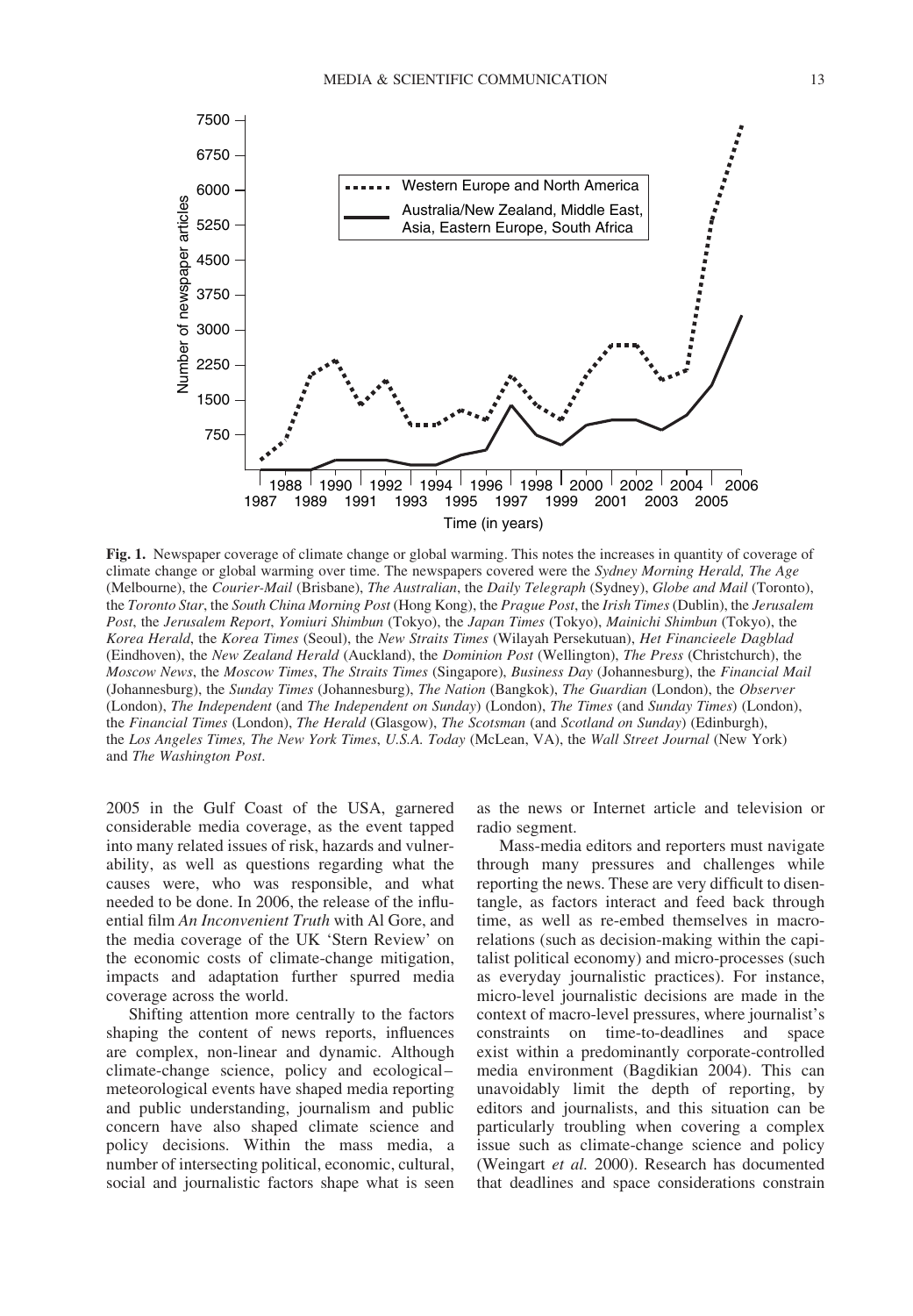**Fig. 1.** Newspaper coverage of climate change or global warming. This notes the increases in quantity of coverage of climate change or global warming over time. The newspapers covered were the *Sydney Morning Herald, The Age* (Melbourne), the *Courier-Mail* (Brisbane), *The Australian*, the *Daily Telegraph* (Sydney), *Globe and Mail* (Toronto), the *Toronto Star*, the *South China Morning Post* (Hong Kong), the *Prague Post*, the *Irish Times* (Dublin), the *Jerusalem Post*, the *Jerusalem Report*, *Yomiuri Shimbun* (Tokyo), the *Japan Times* (Tokyo), *Mainichi Shimbun* (Tokyo), the *Korea Herald*, the *Korea Times* (Seoul), the *New Straits Times* (Wilayah Persekutuan), *Het Financieele Dagblad* (Eindhoven), the *New Zealand Herald* (Auckland), the *Dominion Post* (Wellington), *The Press* (Christchurch), the *Moscow News*, the *Moscow Times*, *The Straits Times* (Singapore), *Business Day* (Johannesburg), the *Financial Mail* (Johannesburg), the *Sunday Times* (Johannesburg), *The Nation* (Bangkok), *The Guardian* (London), the *Observer* (London), *The Independent* (and *The Independent on Sunday*) (London), *The Times* (and *Sunday Times*) (London), the *Financial Times* (London), *The Herald* (Glasgow), *The Scotsman* (and *Scotland on Sunday*) (Edinburgh), the *Los Angeles Times, The New York Times*, *U.S.A. Today* (McLean, VA), the *Wall Street Journal* (New York) and *The Washington Post*.

2005 in the Gulf Coast of the USA, garnered considerable media coverage, as the event tapped into many related issues of risk, hazards and vulnerability, as well as questions regarding what the causes were, who was responsible, and what needed to be done. In 2006, the release of the influential film *An Inconvenient Truth* with Al Gore, and the media coverage of the UK 'Stern Review' on the economic costs of climate-change mitigation, impacts and adaptation further spurred media coverage across the world.

Shifting attention more centrally to the factors shaping the content of news reports, influences are complex, non-linear and dynamic. Although climate-change science, policy and ecological–meteorological events have shaped media reporting and public understanding, journalism and public concern have also shaped climate science and policy decisions. Within the mass media, a number of intersecting political, economic, cultural, social and journalistic factors shape what is seen as the news or Internet article and television or radio segment.

Mass-media editors and reporters must navigate through many pressures and challenges while reporting the news. These are very difficult to disentangle, as factors interact and feed back through time, as well as re-embed themselves in macro-relations (such as decision-making within the capitalist political economy) and micro-processes (such as everyday journalistic practices). For instance, micro-level journalistic decisions are made in the context of macro-level pressures, where journalist's constraints on time-to-deadlines and space exist within a predominantly corporate-controlled media environment (Bagdikian 2004). This can unavoidably limit the depth of reporting, by editors and journalists, and this situation can be particularly troubling when covering a complex issue such as climate-change science and policy (Weingart *et al.* 2000). Research has documented that deadlines and space considerations constrain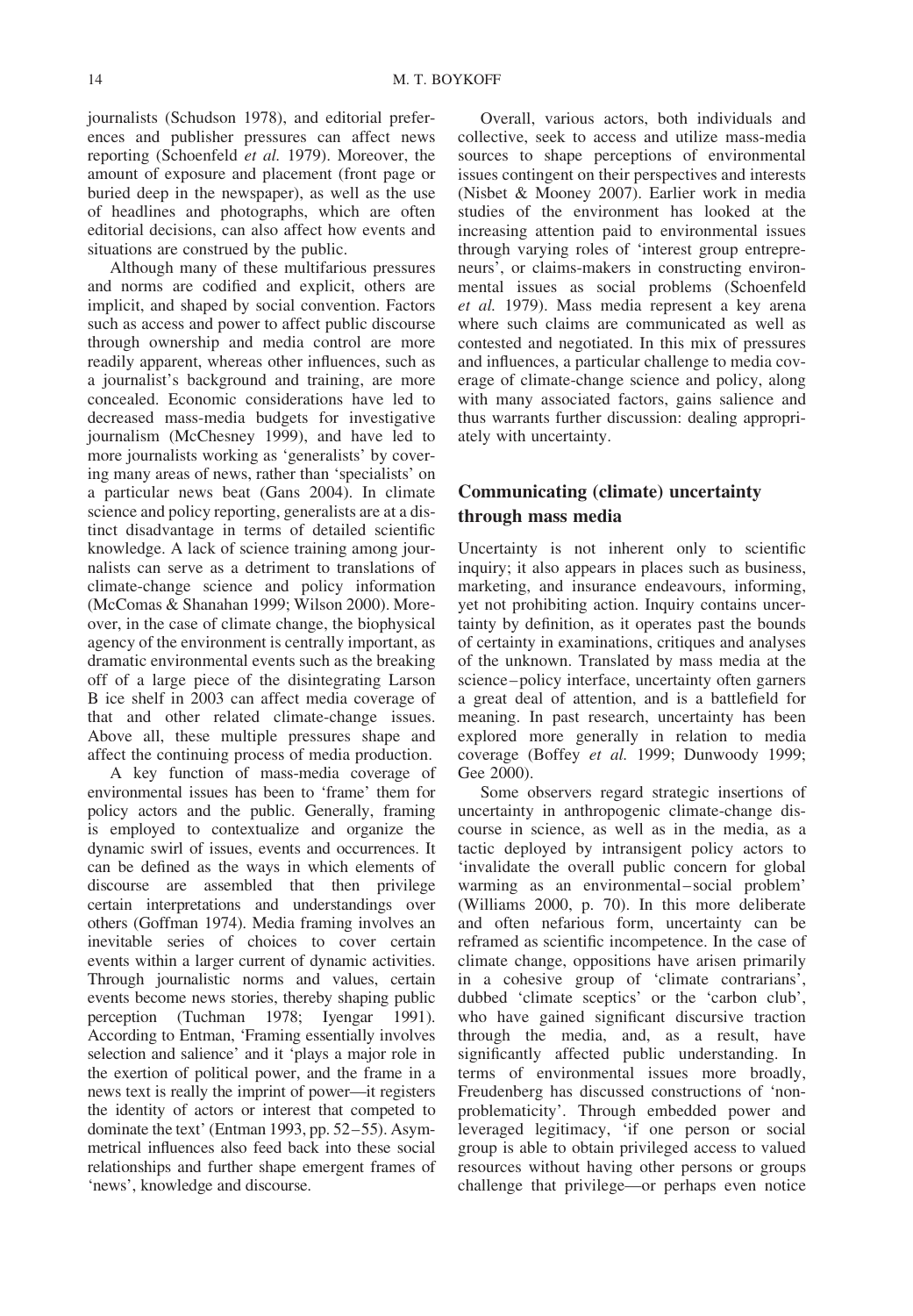journalists (Schudson 1978), and editorial preferences and publisher pressures can affect news reporting (Schoenfeld *et al.* 1979). Moreover, the amount of exposure and placement (front page or buried deep in the newspaper), as well as the use of headlines and photographs, which are often editorial decisions, can also affect how events and situations are construed by the public.

Although many of these multifarious pressures and norms are codified and explicit, others are implicit, and shaped by social convention. Factors such as access and power to affect public discourse through ownership and media control are more readily apparent, whereas other influences, such as a journalist's background and training, are more concealed. Economic considerations have led to decreased mass-media budgets for investigative journalism (McChesney 1999), and have led to more journalists working as 'generalists' by covering many areas of news, rather than 'specialists' on a particular news beat (Gans 2004). In climate science and policy reporting, generalists are at a distinct disadvantage in terms of detailed scientific knowledge. A lack of science training among journalists can serve as a detriment to translations of climate-change science and policy information (McComas & Shanahan 1999; Wilson 2000). Moreover, in the case of climate change, the biophysical agency of the environment is centrally important, as dramatic environmental events such as the breaking off of a large piece of the disintegrating Larson B ice shelf in 2003 can affect media coverage of that and other related climate-change issues. Above all, these multiple pressures shape and affect the continuing process of media production.

A key function of mass-media coverage of environmental issues has been to 'frame' them for policy actors and the public. Generally, framing is employed to contextualize and organize the dynamic swirl of issues, events and occurrences. It can be defined as the ways in which elements of discourse are assembled that then privilege certain interpretations and understandings over others (Goffman 1974). Media framing involves an inevitable series of choices to cover certain events within a larger current of dynamic activities. Through journalistic norms and values, certain events become news stories, thereby shaping public perception (Tuchman 1978; Iyengar 1991). According to Entman, 'Framing essentially involves selection and salience' and it 'plays a major role in the exertion of political power, and the frame in a news text is really the imprint of power—it registers the identity of actors or interest that competed to dominate the text' (Entman 1993, pp. 52–55). Asymmetrical influences also feed back into these social relationships and further shape emergent frames of 'news', knowledge and discourse.

Overall, various actors, both individuals and collective, seek to access and utilize mass-media sources to shape perceptions of environmental issues contingent on their perspectives and interests (Nisbet & Mooney 2007). Earlier work in media studies of the environment has looked at the increasing attention paid to environmental issues through varying roles of 'interest group entrepreneurs', or claims-makers in constructing environmental issues as social problems (Schoenfeld *et al.* 1979). Mass media represent a key arena where such claims are communicated as well as contested and negotiated. In this mix of pressures and influences, a particular challenge to media coverage of climate-change science and policy, along with many associated factors, gains salience and thus warrants further discussion: dealing appropriately with uncertainty.

## Communicating (climate) uncertainty through mass media

Uncertainty is not inherent only to scientific inquiry; it also appears in places such as business, marketing, and insurance endeavours, informing, yet not prohibiting action. Inquiry contains uncertainty by definition, as it operates past the bounds of certainty in examinations, critiques and analyses of the unknown. Translated by mass media at the science–policy interface, uncertainty often garners a great deal of attention, and is a battlefield for meaning. In past research, uncertainty has been explored more generally in relation to media coverage (Boffey *et al.* 1999; Dunwoody 1999; Gee 2000).

Some observers regard strategic insertions of uncertainty in anthropogenic climate-change discourse in science, as well as in the media, as a tactic deployed by intransigent policy actors to 'invalidate the overall public concern for global warming as an environmental–social problem' (Williams 2000, p. 70). In this more deliberate and often nefarious form, uncertainty can be reframed as scientific incompetence. In the case of climate change, oppositions have arisen primarily in a cohesive group of 'climate contrarians', dubbed 'climate sceptics' or the 'carbon club', who have gained significant discursive traction through the media, and, as a result, have significantly affected public understanding. In terms of environmental issues more broadly, Freudenberg has discussed constructions of 'non-problematicity'. Through embedded power and leveraged legitimacy, 'if one person or social group is able to obtain privileged access to valued resources without having other persons or groups challenge that privilege—or perhaps even notice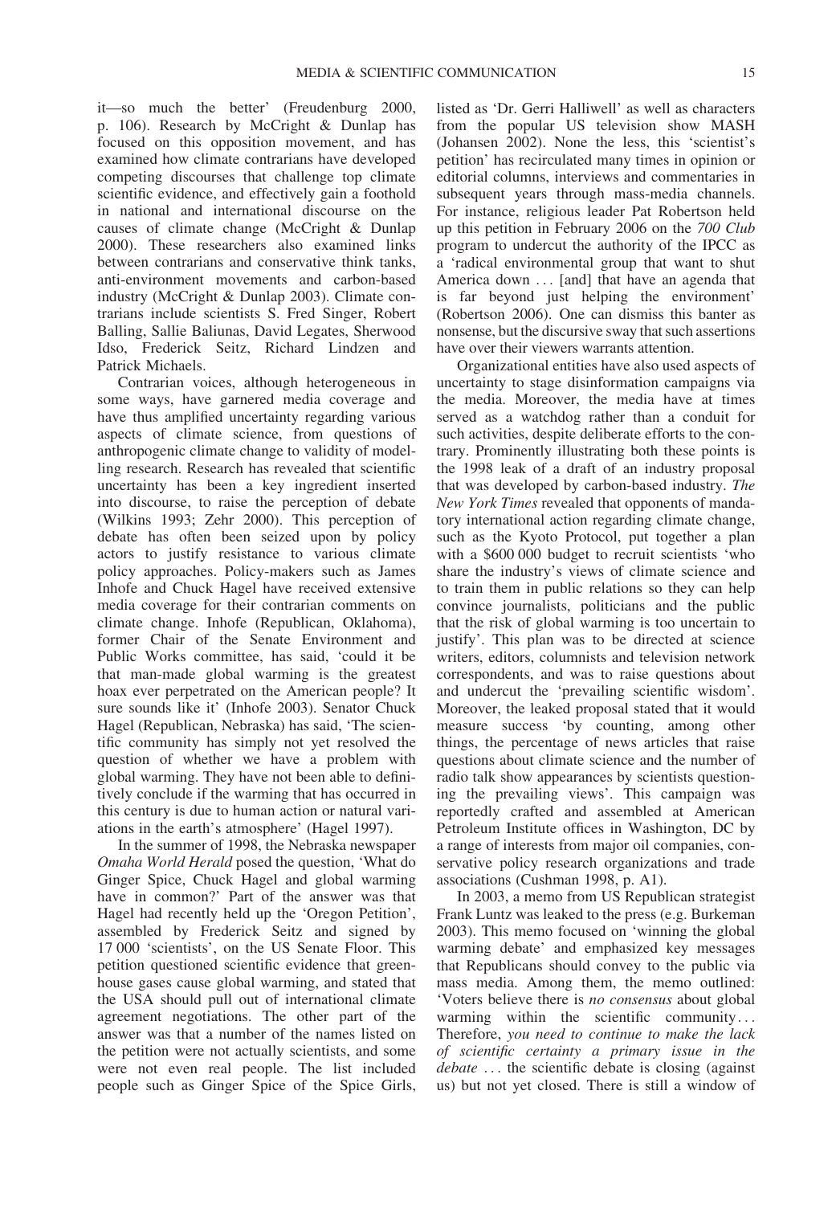it—so much the better' (Freudenburg 2000, p. 106). Research by McCright & Dunlap has focused on this opposition movement, and has examined how climate contrarians have developed competing discourses that challenge top climate scientific evidence, and effectively gain a foothold in national and international discourse on the causes of climate change (McCright & Dunlap 2000). These researchers also examined links between contrarians and conservative think tanks, anti-environment movements and carbon-based industry (McCright & Dunlap 2003). Climate contrarians include scientists S. Fred Singer, Robert Balling, Sallie Baliunas, David Legates, Sherwood Idso, Frederick Seitz, Richard Lindzen and Patrick Michaels.

Contrarian voices, although heterogeneous in some ways, have garnered media coverage and have thus amplified uncertainty regarding various aspects of climate science, from questions of anthropogenic climate change to validity of modelling research. Research has revealed that scientific uncertainty has been a key ingredient inserted into discourse, to raise the perception of debate (Wilkins 1993; Zehr 2000). This perception of debate has often been seized upon by policy actors to justify resistance to various climate policy approaches. Policy-makers such as James Inhofe and Chuck Hagel have received extensive media coverage for their contrarian comments on climate change. Inhofe (Republican, Oklahoma), former Chair of the Senate Environment and Public Works committee, has said, 'could it be that man-made global warming is the greatest hoax ever perpetrated on the American people? It sure sounds like it' (Inhofe 2003). Senator Chuck Hagel (Republican, Nebraska) has said, 'The scientific community has simply not yet resolved the question of whether we have a problem with global warming. They have not been able to definitively conclude if the warming that has occurred in this century is due to human action or natural variations in the earth's atmosphere' (Hagel 1997).

In the summer of 1998, the Nebraska newspaper *Omaha World Herald* posed the question, 'What do Ginger Spice, Chuck Hagel and global warming have in common?' Part of the answer was that Hagel had recently held up the 'Oregon Petition', assembled by Frederick Seitz and signed by 17 000 'scientists', on the US Senate Floor. This petition questioned scientific evidence that greenhouse gases cause global warming, and stated that the USA should pull out of international climate agreement negotiations. The other part of the answer was that a number of the names listed on the petition were not actually scientists, and some were not even real people. The list included people such as Ginger Spice of the Spice Girls, listed as 'Dr. Gerri Halliwell' as well as characters from the popular US television show MASH (Johansen 2002). None the less, this 'scientist's petition' has recirculated many times in opinion or editorial columns, interviews and commentaries in subsequent years through mass-media channels. For instance, religious leader Pat Robertson held up this petition in February 2006 on the *700 Club* program to undercut the authority of the IPCC as a 'radical environmental group that want to shut America down … [and] that have an agenda that is far beyond just helping the environment' (Robertson 2006). One can dismiss this banter as nonsense, but the discursive sway that such assertions have over their viewers warrants attention.

Organizational entities have also used aspects of uncertainty to stage disinformation campaigns via the media. Moreover, the media have at times served as a watchdog rather than a conduit for such activities, despite deliberate efforts to the contrary. Prominently illustrating both these points is the 1998 leak of a draft of an industry proposal that was developed by carbon-based industry. *The New York Times* revealed that opponents of mandatory international action regarding climate change, such as the Kyoto Protocol, put together a plan with a \$600 000 budget to recruit scientists 'who share the industry's views of climate science and to train them in public relations so they can help convince journalists, politicians and the public that the risk of global warming is too uncertain to justify'. This plan was to be directed at science writers, editors, columnists and television network correspondents, and was to raise questions about and undercut the 'prevailing scientific wisdom'. Moreover, the leaked proposal stated that it would measure success 'by counting, among other things, the percentage of news articles that raise questions about climate science and the number of radio talk show appearances by scientists questioning the prevailing views'. This campaign was reportedly crafted and assembled at American Petroleum Institute offices in Washington, DC by a range of interests from major oil companies, conservative policy research organizations and trade associations (Cushman 1998, p. A1).

In 2003, a memo from US Republican strategist Frank Luntz was leaked to the press (e.g. Burkeman 2003). This memo focused on 'winning the global warming debate' and emphasized key messages that Republicans should convey to the public via mass media. Among them, the memo outlined: 'Voters believe there is *no consensus* about global warming within the scientific community… Therefore, *you need to continue to make the lack of scientific certainty a primary issue in the debate* … the scientific debate is closing (against us) but not yet closed. There is still a window of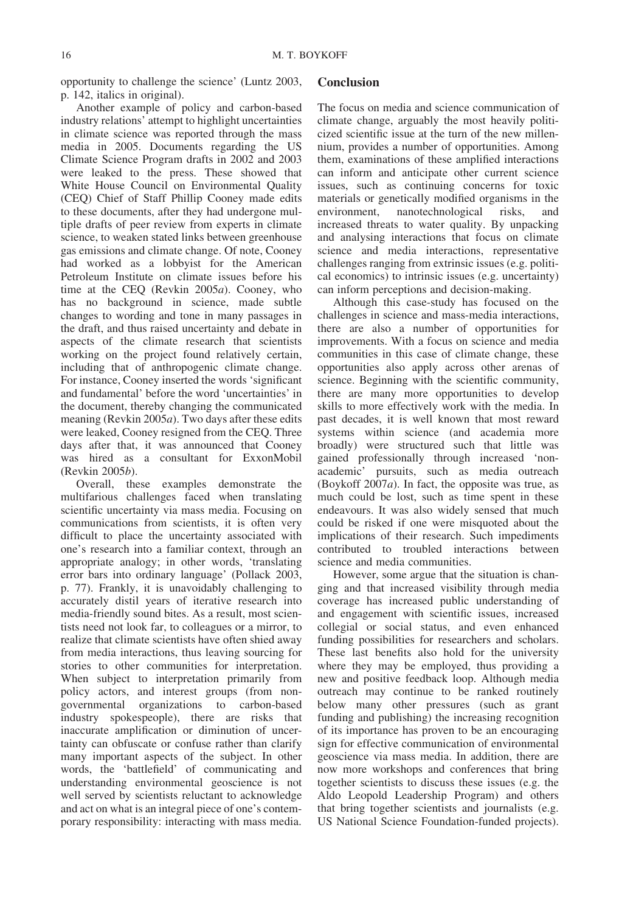opportunity to challenge the science' (Luntz 2003, p. 142, italics in original).

Another example of policy and carbon-based industry relations' attempt to highlight uncertainties in climate science was reported through the mass media in 2005. Documents regarding the US Climate Science Program drafts in 2002 and 2003 were leaked to the press. These showed that White House Council on Environmental Quality (CEQ) Chief of Staff Phillip Cooney made edits to these documents, after they had undergone multiple drafts of peer review from experts in climate science, to weaken stated links between greenhouse gas emissions and climate change. Of note, Cooney had worked as a lobbyist for the American Petroleum Institute on climate issues before his time at the CEQ (Revkin 2005*a*). Cooney, who has no background in science, made subtle changes to wording and tone in many passages in the draft, and thus raised uncertainty and debate in aspects of the climate research that scientists working on the project found relatively certain, including that of anthropogenic climate change. For instance, Cooney inserted the words 'significant and fundamental' before the word 'uncertainties' in the document, thereby changing the communicated meaning (Revkin 2005*a*). Two days after these edits were leaked, Cooney resigned from the CEQ. Three days after that, it was announced that Cooney was hired as a consultant for ExxonMobil (Revkin 2005*b*).

Overall, these examples demonstrate the multifarious challenges faced when translating scientific uncertainty via mass media. Focusing on communications from scientists, it is often very difficult to place the uncertainty associated with one's research into a familiar context, through an appropriate analogy; in other words, 'translating error bars into ordinary language' (Pollack 2003, p. 77). Frankly, it is unavoidably challenging to accurately distil years of iterative research into media-friendly sound bites. As a result, most scientists need not look far, to colleagues or a mirror, to realize that climate scientists have often shied away from media interactions, thus leaving sourcing for stories to other communities for interpretation. When subject to interpretation primarily from policy actors, and interest groups (from non-governmental organizations to carbon-based industry spokespeople), there are risks that inaccurate amplification or diminution of uncertainty can obfuscate or confuse rather than clarify many important aspects of the subject. In other words, the 'battlefield' of communicating and understanding environmental geoscience is not well served by scientists reluctant to acknowledge and act on what is an integral piece of one's contemporary responsibility: interacting with mass media.

## Conclusion

The focus on media and science communication of climate change, arguably the most heavily politicized scientific issue at the turn of the new millennium, provides a number of opportunities. Among them, examinations of these amplified interactions can inform and anticipate other current science issues, such as continuing concerns for toxic materials or genetically modified organisms in the environment, nanotechnological risks, and increased threats to water quality. By unpacking and analysing interactions that focus on climate science and media interactions, representative challenges ranging from extrinsic issues (e.g. political economics) to intrinsic issues (e.g. uncertainty) can inform perceptions and decision-making.

Although this case-study has focused on the challenges in science and mass-media interactions, there are also a number of opportunities for improvements. With a focus on science and media communities in this case of climate change, these opportunities also apply across other arenas of science. Beginning with the scientific community, there are many more opportunities to develop skills to more effectively work with the media. In past decades, it is well known that most reward systems within science (and academia more broadly) were structured such that little was gained professionally through increased 'non-academic' pursuits, such as media outreach (Boykoff 2007*a*). In fact, the opposite was true, as much could be lost, such as time spent in these endeavours. It was also widely sensed that much could be risked if one were misquoted about the implications of their research. Such impediments contributed to troubled interactions between science and media communities.

However, some argue that the situation is changing and that increased visibility through media coverage has increased public understanding of and engagement with scientific issues, increased collegial or social status, and even enhanced funding possibilities for researchers and scholars. These last benefits also hold for the university where they may be employed, thus providing a new and positive feedback loop. Although media outreach may continue to be ranked routinely below many other pressures (such as grant funding and publishing) the increasing recognition of its importance has proven to be an encouraging sign for effective communication of environmental geoscience via mass media. In addition, there are now more workshops and conferences that bring together scientists to discuss these issues (e.g. the Aldo Leopold Leadership Program) and others that bring together scientists and journalists (e.g. US National Science Foundation-funded projects).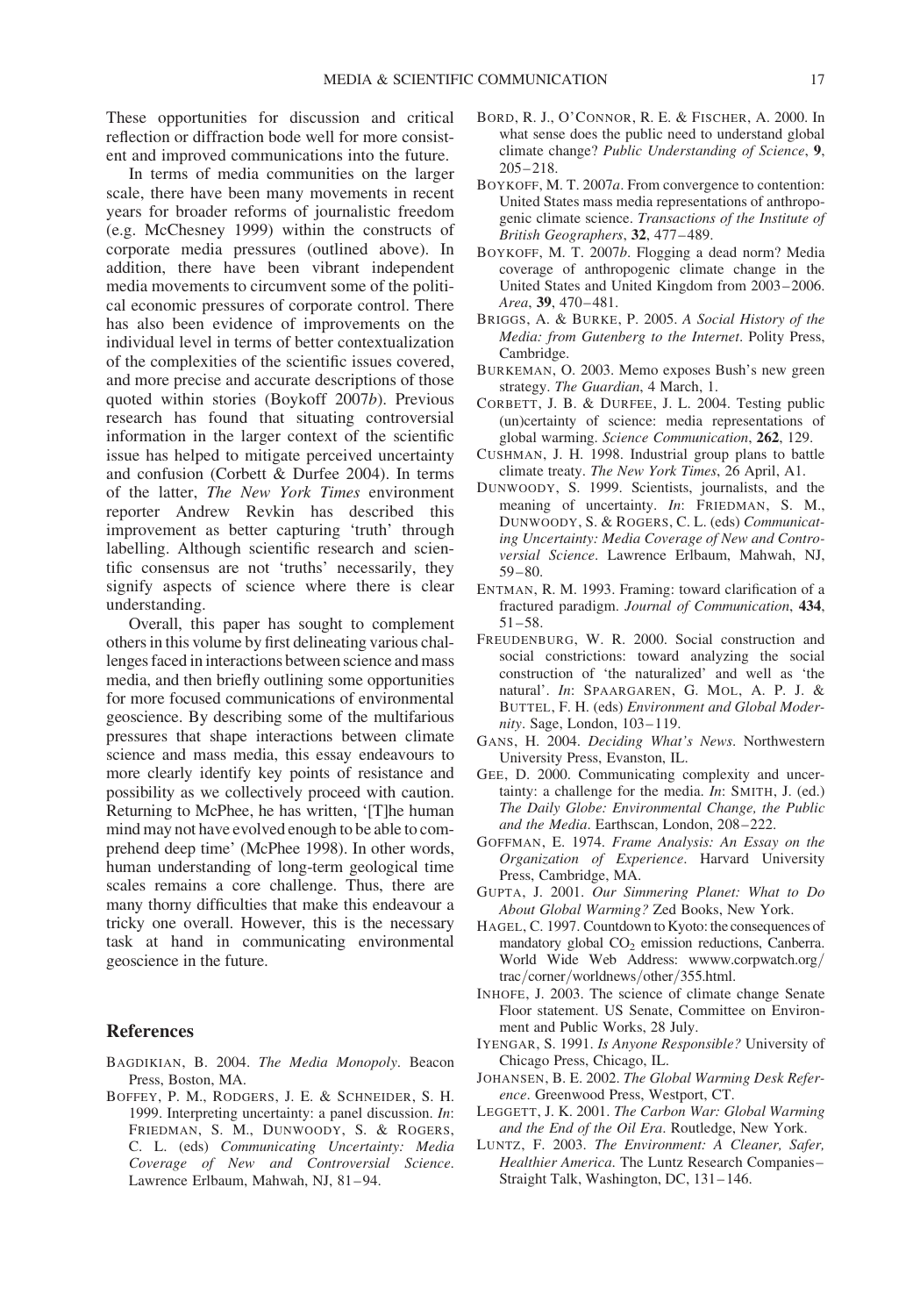These opportunities for discussion and critical reflection or diffraction bode well for more consistent and improved communications into the future.

In terms of media communities on the larger scale, there have been many movements in recent years for broader reforms of journalistic freedom (e.g. McChesney 1999) within the constructs of corporate media pressures (outlined above). In addition, there have been vibrant independent media movements to circumvent some of the political economic pressures of corporate control. There has also been evidence of improvements on the individual level in terms of better contextualization of the complexities of the scientific issues covered, and more precise and accurate descriptions of those quoted within stories (Boykoff 2007*b*). Previous research has found that situating controversial information in the larger context of the scientific issue has helped to mitigate perceived uncertainty and confusion (Corbett & Durfee 2004). In terms of the latter, *The New York Times* environment reporter Andrew Revkin has described this improvement as better capturing 'truth' through labelling. Although scientific research and scientific consensus are not 'truths' necessarily, they signify aspects of science where there is clear understanding.

Overall, this paper has sought to complement others in this volume by first delineating various challenges faced in interactions between science and mass media, and then briefly outlining some opportunities for more focused communications of environmental geoscience. By describing some of the multifarious pressures that shape interactions between climate science and mass media, this essay endeavours to more clearly identify key points of resistance and possibility as we collectively proceed with caution. Returning to McPhee, he has written, '[T]he human mind may not have evolved enough to be able to comprehend deep time' (McPhee 1998). In other words, human understanding of long-term geological time scales remains a core challenge. Thus, there are many thorny difficulties that make this endeavour a tricky one overall. However, this is the necessary task at hand in communicating environmental geoscience in the future.

## References

Bagdikian, B. 2004. *The Media Monopoly*. Beacon Press, Boston, MA.

Boffey, P. M., Rodgers, J. E. & Schneider, S. H. 1999. Interpreting uncertainty: a panel discussion. *In*: Friedman, S. M., Dunwoody, S. & Rogers, C. L. (eds) *Communicating Uncertainty: Media Coverage of New and Controversial Science*. Lawrence Erlbaum, Mahwah, NJ, 81–94.

Bord, R. J., O'Connor, R. E. & Fischer, A. 2000. In what sense does the public need to understand global climate change? *Public Understanding of Science*, **9**, 205–218.

Boykoff, M. T. 2007*a*. From convergence to contention: United States mass media representations of anthropogenic climate science. *Transactions of the Institute of British Geographers*, **32**, 477–489.

Boykoff, M. T. 2007*b*. Flogging a dead norm? Media coverage of anthropogenic climate change in the United States and United Kingdom from 2003–2006. *Area*, **39**, 470–481.

Briggs, A. & Burke, P. 2005. *A Social History of the Media: from Gutenberg to the Internet*. Polity Press, Cambridge.

Burkeman, O. 2003. Memo exposes Bush's new green strategy. *The Guardian*, 4 March, 1.

Corbett, J. B. & Durfee, J. L. 2004. Testing public (un)certainty of science: media representations of global warming. *Science Communication*, **262**, 129.

Cushman, J. H. 1998. Industrial group plans to battle climate treaty. *The New York Times*, 26 April, A1.

Dunwoody, S. 1999. Scientists, journalists, and the meaning of uncertainty. *In*: Friedman, S. M., Dunwoody, S. & Rogers, C. L. (eds) *Communicating Uncertainty: Media Coverage of New and Controversial Science*. Lawrence Erlbaum, Mahwah, NJ, 59–80.

Entman, R. M. 1993. Framing: toward clarification of a fractured paradigm. *Journal of Communication*, **434**, 51–58.

Freudenburg, W. R. 2000. Social construction and social constrictions: toward analyzing the social construction of 'the naturalized' and well as 'the natural'. *In*: Spaargaren, G. Mol, A. P. J. & Buttel, F. H. (eds) *Environment and Global Modernity*. Sage, London, 103–119.

Gans, H. 2004. *Deciding What's News*. Northwestern University Press, Evanston, IL.

Gee, D. 2000. Communicating complexity and uncertainty: a challenge for the media. *In*: Smith, J. (ed.) *The Daily Globe: Environmental Change, the Public and the Media*. Earthscan, London, 208–222.

Goffman, E. 1974. *Frame Analysis: An Essay on the Organization of Experience*. Harvard University Press, Cambridge, MA.

Gupta, J. 2001. *Our Simmering Planet: What to Do About Global Warming?* Zed Books, New York.

Hagel, C. 1997. Countdown to Kyoto: the consequences of mandatory global $CO_2$ emission reductions, Canberra. World Wide Web Address: wwww.corpwatch.org/trac/corner/worldnews/other/355.html.

Inhofe, J. 2003. The science of climate change Senate Floor statement. US Senate, Committee on Environment and Public Works, 28 July.

Iyengar, S. 1991. *Is Anyone Responsible?* University of Chicago Press, Chicago, IL.

Johansen, B. E. 2002. *The Global Warming Desk Reference*. Greenwood Press, Westport, CT.

Leggett, J. K. 2001. *The Carbon War: Global Warming and the End of the Oil Era*. Routledge, New York.

Luntz, F. 2003. *The Environment: A Cleaner, Safer, Healthier America*. The Luntz Research Companies–Straight Talk, Washington, DC, 131–146.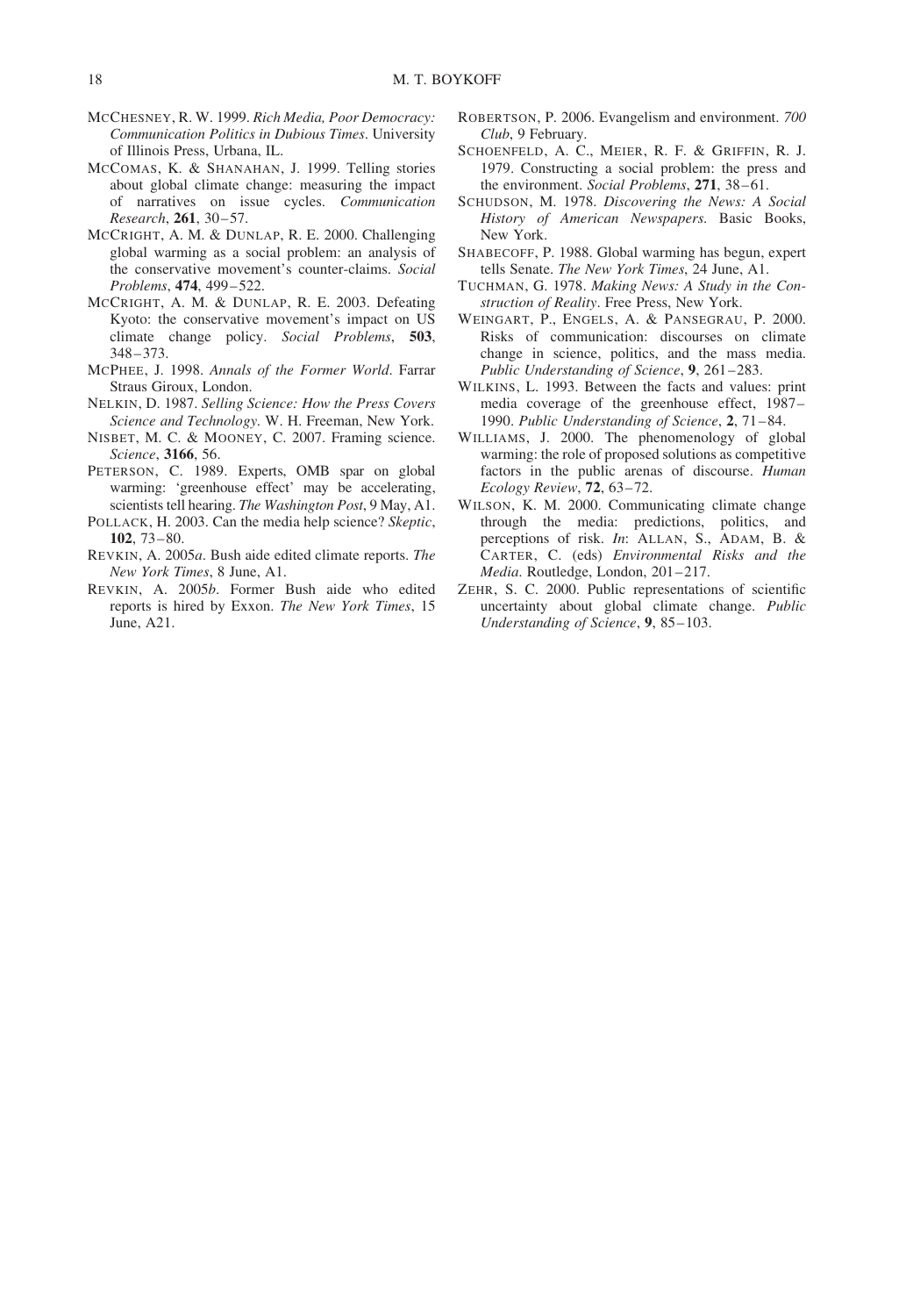McChesney, R. W. 1999. *Rich Media, Poor Democracy: Communication Politics in Dubious Times*. University of Illinois Press, Urbana, IL.

McComas, K. & Shanahan, J. 1999. Telling stories about global climate change: measuring the impact of narratives on issue cycles. *Communication Research*, **261**, 30–57.

McCright, A. M. & Dunlap, R. E. 2000. Challenging global warming as a social problem: an analysis of the conservative movement's counter-claims. *Social Problems*, **474**, 499–522.

McCright, A. M. & Dunlap, R. E. 2003. Defeating Kyoto: the conservative movement's impact on US climate change policy. *Social Problems*, **503**, 348–373.

McPhee, J. 1998. *Annals of the Former World*. Farrar Straus Giroux, London.

Nelkin, D. 1987. *Selling Science: How the Press Covers Science and Technology*. W. H. Freeman, New York.

Nisbet, M. C. & Mooney, C. 2007. Framing science. *Science*, **3166**, 56.

Peterson, C. 1989. Experts, OMB spar on global warming: 'greenhouse effect' may be accelerating, scientists tell hearing. *The Washington Post*, 9 May, A1.

Pollack, H. 2003. Can the media help science? *Skeptic*, **102**, 73–80.

Revkin, A. 2005*a*. Bush aide edited climate reports. *The New York Times*, 8 June, A1.

Revkin, A. 2005*b*. Former Bush aide who edited reports is hired by Exxon. *The New York Times*, 15 June, A21.

Robertson, P. 2006. Evangelism and environment. *700 Club*, 9 February.

Schoenfeld, A. C., Meier, R. F. & Griffin, R. J. 1979. Constructing a social problem: the press and the environment. *Social Problems*, **271**, 38–61.

Schudson, M. 1978. *Discovering the News: A Social History of American Newspapers*. Basic Books, New York.

Shabecoff, P. 1988. Global warming has begun, expert tells Senate. *The New York Times*, 24 June, A1.

Tuchman, G. 1978. *Making News: A Study in the Construction of Reality*. Free Press, New York.

Weingart, P., Engels, A. & Pansegrau, P. 2000. Risks of communication: discourses on climate change in science, politics, and the mass media. *Public Understanding of Science*, **9**, 261–283.

Wilkins, L. 1993. Between the facts and values: print media coverage of the greenhouse effect, 1987–1990. *Public Understanding of Science*, **2**, 71–84.

Williams, J. 2000. The phenomenology of global warming: the role of proposed solutions as competitive factors in the public arenas of discourse. *Human Ecology Review*, **72**, 63–72.

Wilson, K. M. 2000. Communicating climate change through the media: predictions, politics, and perceptions of risk. *In*: Allan, S., Adam, B. & Carter, C. (eds) *Environmental Risks and the Media*. Routledge, London, 201–217.

Zehr, S. C. 2000. Public representations of scientific uncertainty about global climate change. *Public Understanding of Science*, **9**, 85–103.